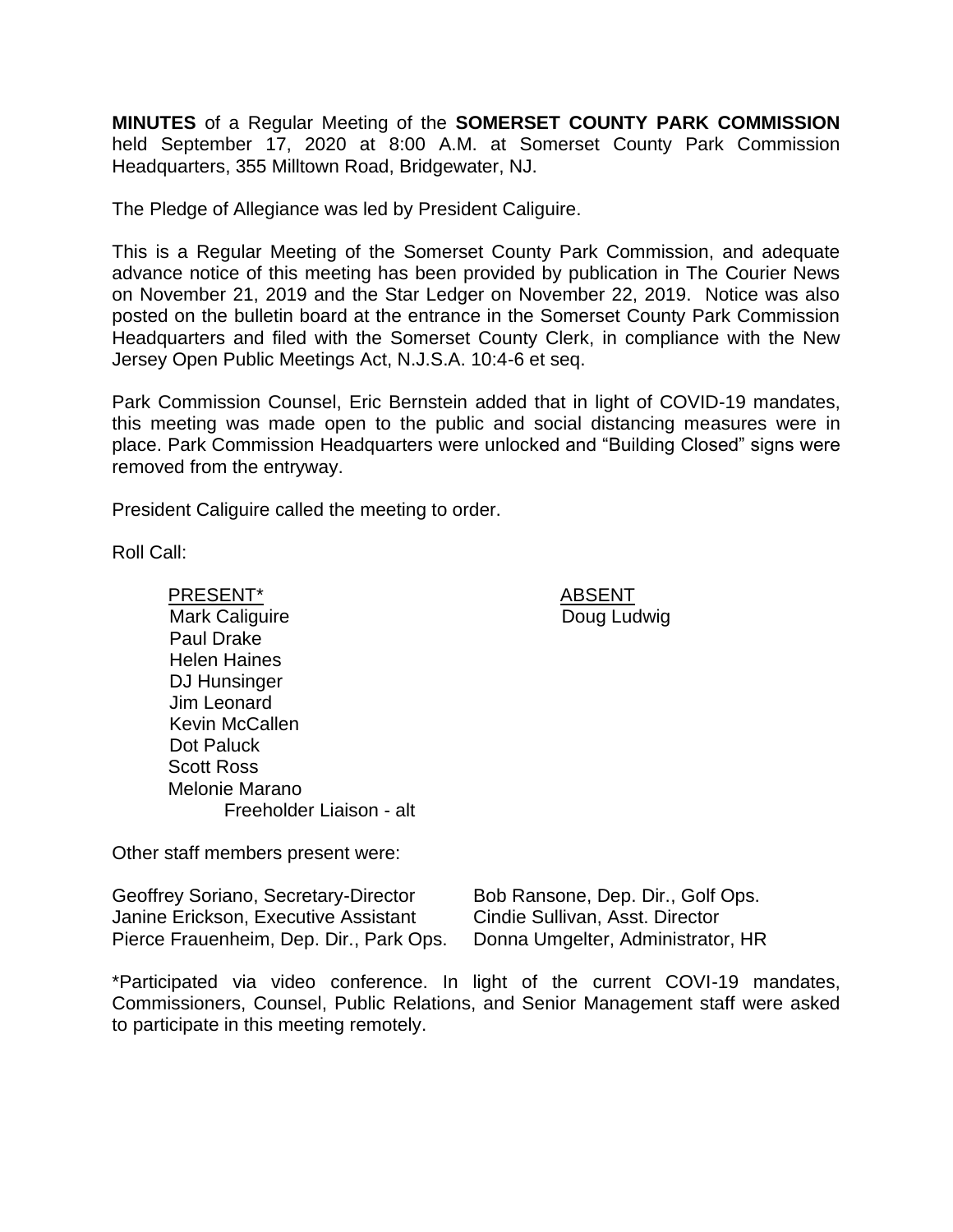**MINUTES** of a Regular Meeting of the **SOMERSET COUNTY PARK COMMISSION** held September 17, 2020 at 8:00 A.M. at Somerset County Park Commission Headquarters, 355 Milltown Road, Bridgewater, NJ.

The Pledge of Allegiance was led by President Caliguire.

This is a Regular Meeting of the Somerset County Park Commission, and adequate advance notice of this meeting has been provided by publication in The Courier News on November 21, 2019 and the Star Ledger on November 22, 2019. Notice was also posted on the bulletin board at the entrance in the Somerset County Park Commission Headquarters and filed with the Somerset County Clerk, in compliance with the New Jersey Open Public Meetings Act, N.J.S.A. 10:4-6 et seq.

Park Commission Counsel, Eric Bernstein added that in light of COVID-19 mandates, this meeting was made open to the public and social distancing measures were in place. Park Commission Headquarters were unlocked and "Building Closed" signs were removed from the entryway.

President Caliguire called the meeting to order.

Roll Call:

| PRESENT* | ABSENT |
|---|---|
| Mark Caliguire | Doug Ludwig |
| Paul Drake | |
| Helen Haines | |
| DJ Hunsinger | |
| Jim Leonard | |
| Kevin McCallen | |
| Dot Paluck | |
| Scott Ross | |
| Melonie Marano<br>Freeholder Liaison - alt | |

Other staff members present were:

| | |
|---|---|
| Geoffrey Soriano, Secretary-Director | Bob Ransone, Dep. Dir., Golf Ops. |
| Janine Erickson, Executive Assistant | Cindie Sullivan, Asst. Director |
| Pierce Frauenheim, Dep. Dir., Park Ops. | Donna Umgelter, Administrator, HR |

*Participated via video conference. In light of the current COVI-19 mandates, Commissioners, Counsel, Public Relations, and Senior Management staff were asked to participate in this meeting remotely.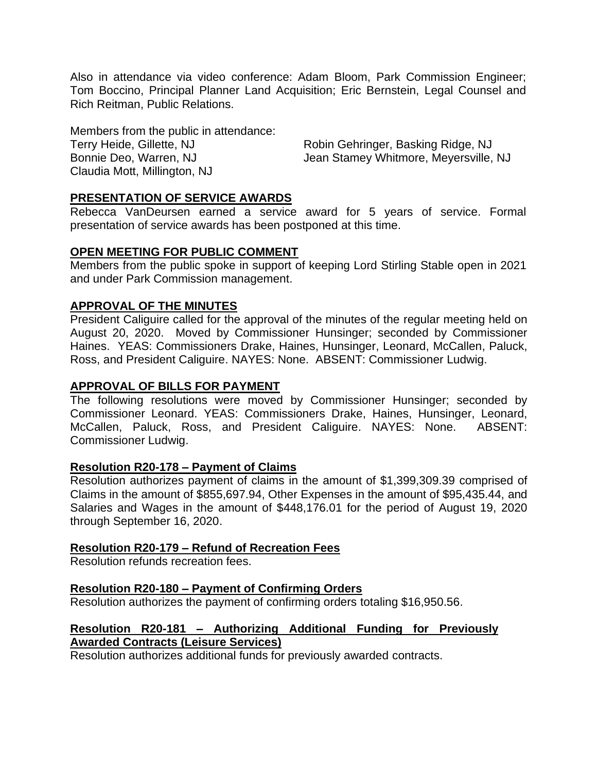Also in attendance via video conference: Adam Bloom, Park Commission Engineer; Tom Boccino, Principal Planner Land Acquisition; Eric Bernstein, Legal Counsel and Rich Reitman, Public Relations.

Members from the public in attendance:

Terry Heide, Gillette, NJ
Robin Gehringer, Basking Ridge, NJ
Bonnie Deo, Warren, NJ
Jean Stamey Whitmore, Meyersville, NJ
Claudia Mott, Millington, NJ

## PRESENTATION OF SERVICE AWARDS

Rebecca VanDeursen earned a service award for 5 years of service. Formal presentation of service awards has been postponed at this time.

## OPEN MEETING FOR PUBLIC COMMENT

Members from the public spoke in support of keeping Lord Stirling Stable open in 2021 and under Park Commission management.

## APPROVAL OF THE MINUTES

President Caliguire called for the approval of the minutes of the regular meeting held on August 20, 2020. Moved by Commissioner Hunsinger; seconded by Commissioner Haines. YEAS: Commissioners Drake, Haines, Hunsinger, Leonard, McCallen, Paluck, Ross, and President Caliguire. NAYES: None. ABSENT: Commissioner Ludwig.

## APPROVAL OF BILLS FOR PAYMENT

The following resolutions were moved by Commissioner Hunsinger; seconded by Commissioner Leonard. YEAS: Commissioners Drake, Haines, Hunsinger, Leonard, McCallen, Paluck, Ross, and President Caliguire. NAYES: None. ABSENT: Commissioner Ludwig.

### Resolution R20-178 – Payment of Claims

Resolution authorizes payment of claims in the amount of $1,399,309.39 comprised of Claims in the amount of $855,697.94, Other Expenses in the amount of $95,435.44, and Salaries and Wages in the amount of $448,176.01 for the period of August 19, 2020 through September 16, 2020.

### Resolution R20-179 – Refund of Recreation Fees

Resolution refunds recreation fees.

### Resolution R20-180 – Payment of Confirming Orders

Resolution authorizes the payment of confirming orders totaling $16,950.56.

### Resolution R20-181 – Authorizing Additional Funding for Previously Awarded Contracts (Leisure Services)

Resolution authorizes additional funds for previously awarded contracts.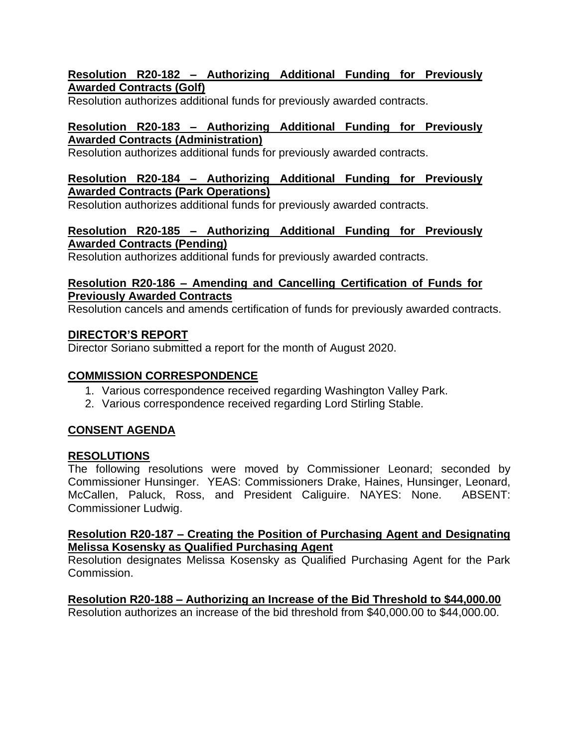**Resolution R20-182 – Authorizing Additional Funding for Previously Awarded Contracts (Golf)**
Resolution authorizes additional funds for previously awarded contracts.

**Resolution R20-183 – Authorizing Additional Funding for Previously Awarded Contracts (Administration)**
Resolution authorizes additional funds for previously awarded contracts.

**Resolution R20-184 – Authorizing Additional Funding for Previously Awarded Contracts (Park Operations)**
Resolution authorizes additional funds for previously awarded contracts.

**Resolution R20-185 – Authorizing Additional Funding for Previously Awarded Contracts (Pending)**
Resolution authorizes additional funds for previously awarded contracts.

**Resolution R20-186 – Amending and Cancelling Certification of Funds for Previously Awarded Contracts**
Resolution cancels and amends certification of funds for previously awarded contracts.

## DIRECTOR'S REPORT

Director Soriano submitted a report for the month of August 2020.

## COMMISSION CORRESPONDENCE

1. Various correspondence received regarding Washington Valley Park.
2. Various correspondence received regarding Lord Stirling Stable.

## CONSENT AGENDA

## RESOLUTIONS

The following resolutions were moved by Commissioner Leonard; seconded by Commissioner Hunsinger. YEAS: Commissioners Drake, Haines, Hunsinger, Leonard, McCallen, Paluck, Ross, and President Caliguire. NAYES: None. ABSENT: Commissioner Ludwig.

**Resolution R20-187 – Creating the Position of Purchasing Agent and Designating Melissa Kosensky as Qualified Purchasing Agent**
Resolution designates Melissa Kosensky as Qualified Purchasing Agent for the Park Commission.

**Resolution R20-188 – Authorizing an Increase of the Bid Threshold to $44,000.00**
Resolution authorizes an increase of the bid threshold from $40,000.00 to $44,000.00.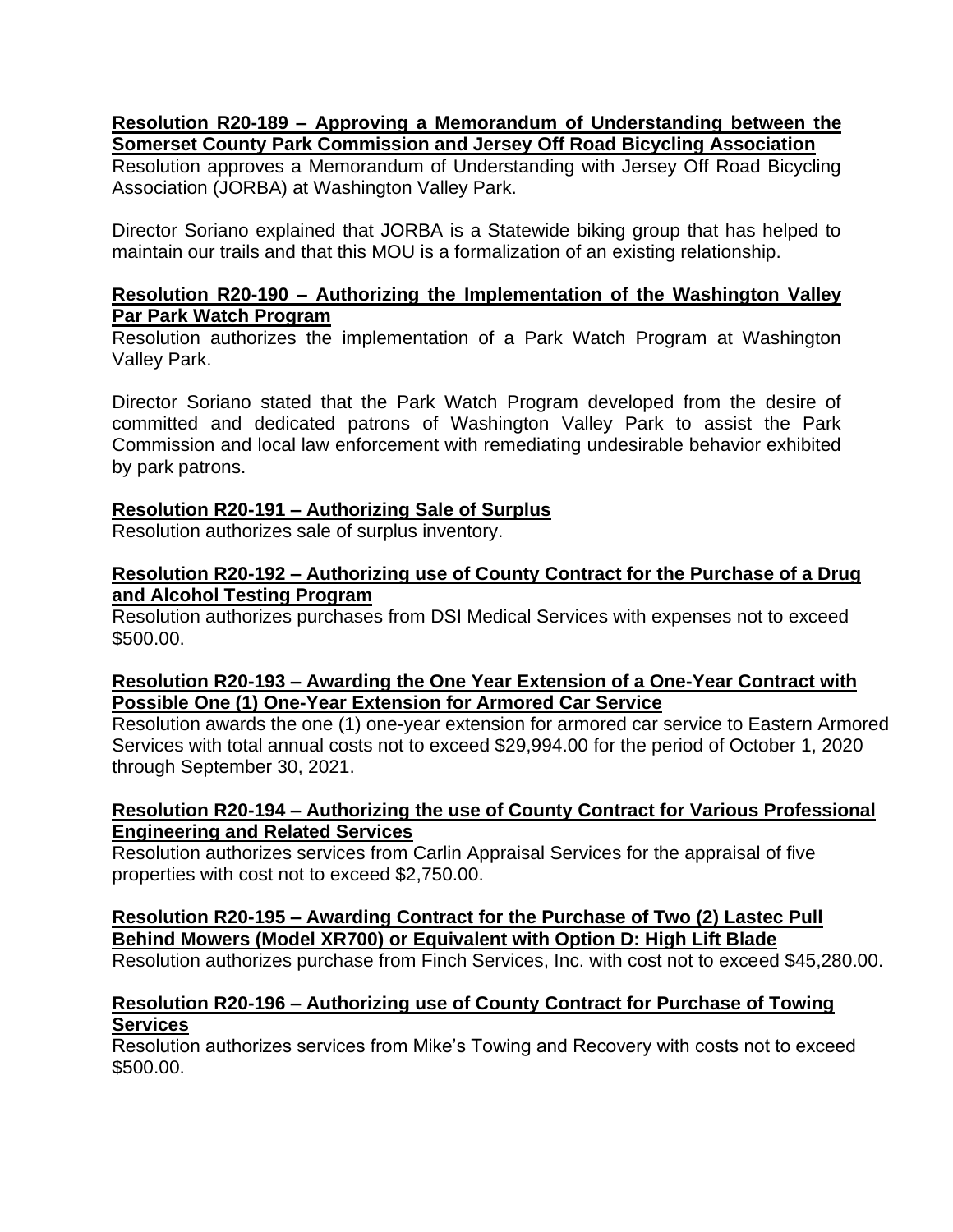**Resolution R20-189 – Approving a Memorandum of Understanding between the Somerset County Park Commission and Jersey Off Road Bicycling Association**

Resolution approves a Memorandum of Understanding with Jersey Off Road Bicycling Association (JORBA) at Washington Valley Park.

Director Soriano explained that JORBA is a Statewide biking group that has helped to maintain our trails and that this MOU is a formalization of an existing relationship.

**Resolution R20-190 – Authorizing the Implementation of the Washington Valley Par Park Watch Program**

Resolution authorizes the implementation of a Park Watch Program at Washington Valley Park.

Director Soriano stated that the Park Watch Program developed from the desire of committed and dedicated patrons of Washington Valley Park to assist the Park Commission and local law enforcement with remediating undesirable behavior exhibited by park patrons.

**Resolution R20-191 – Authorizing Sale of Surplus**

Resolution authorizes sale of surplus inventory.

**Resolution R20-192 – Authorizing use of County Contract for the Purchase of a Drug and Alcohol Testing Program**

Resolution authorizes purchases from DSI Medical Services with expenses not to exceed $500.00.

**Resolution R20-193 – Awarding the One Year Extension of a One-Year Contract with Possible One (1) One-Year Extension for Armored Car Service**

Resolution awards the one (1) one-year extension for armored car service to Eastern Armored Services with total annual costs not to exceed $29,994.00 for the period of October 1, 2020 through September 30, 2021.

**Resolution R20-194 – Authorizing the use of County Contract for Various Professional Engineering and Related Services**

Resolution authorizes services from Carlin Appraisal Services for the appraisal of five properties with cost not to exceed $2,750.00.

**Resolution R20-195 – Awarding Contract for the Purchase of Two (2) Lastec Pull Behind Mowers (Model XR700) or Equivalent with Option D: High Lift Blade**

Resolution authorizes purchase from Finch Services, Inc. with cost not to exceed $45,280.00.

**Resolution R20-196 – Authorizing use of County Contract for Purchase of Towing Services**

Resolution authorizes services from Mike's Towing and Recovery with costs not to exceed $500.00.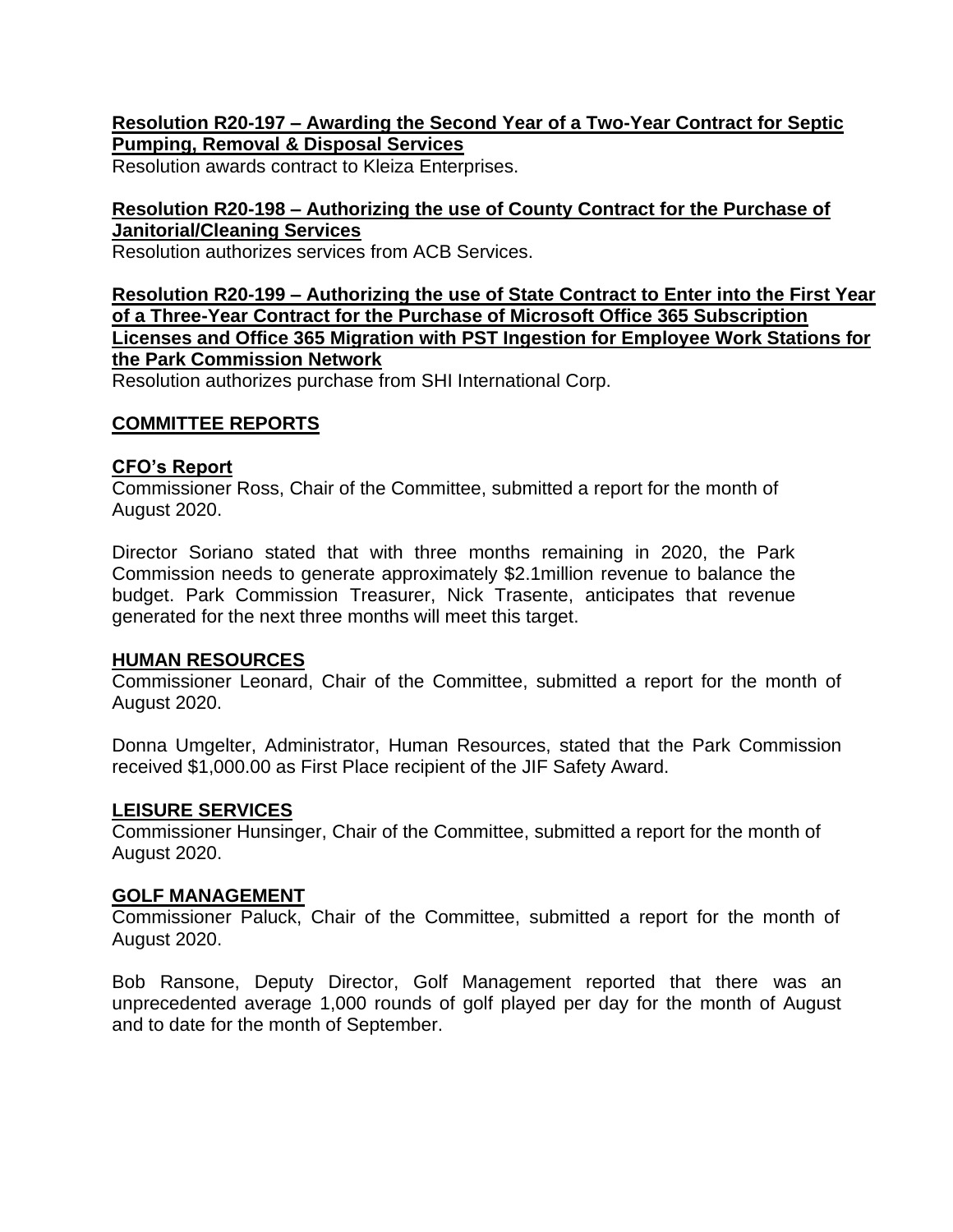**Resolution R20-197 – Awarding the Second Year of a Two-Year Contract for Septic Pumping, Removal & Disposal Services**

Resolution awards contract to Kleiza Enterprises.

**Resolution R20-198 – Authorizing the use of County Contract for the Purchase of Janitorial/Cleaning Services**

Resolution authorizes services from ACB Services.

**Resolution R20-199 – Authorizing the use of State Contract to Enter into the First Year of a Three-Year Contract for the Purchase of Microsoft Office 365 Subscription Licenses and Office 365 Migration with PST Ingestion for Employee Work Stations for the Park Commission Network**

Resolution authorizes purchase from SHI International Corp.

## COMMITTEE REPORTS

### CFO's Report

Commissioner Ross, Chair of the Committee, submitted a report for the month of August 2020.

Director Soriano stated that with three months remaining in 2020, the Park Commission needs to generate approximately $2.1million revenue to balance the budget. Park Commission Treasurer, Nick Trasente, anticipates that revenue generated for the next three months will meet this target.

### HUMAN RESOURCES

Commissioner Leonard, Chair of the Committee, submitted a report for the month of August 2020.

Donna Umgelter, Administrator, Human Resources, stated that the Park Commission received $1,000.00 as First Place recipient of the JIF Safety Award.

### LEISURE SERVICES

Commissioner Hunsinger, Chair of the Committee, submitted a report for the month of August 2020.

### GOLF MANAGEMENT

Commissioner Paluck, Chair of the Committee, submitted a report for the month of August 2020.

Bob Ransone, Deputy Director, Golf Management reported that there was an unprecedented average 1,000 rounds of golf played per day for the month of August and to date for the month of September.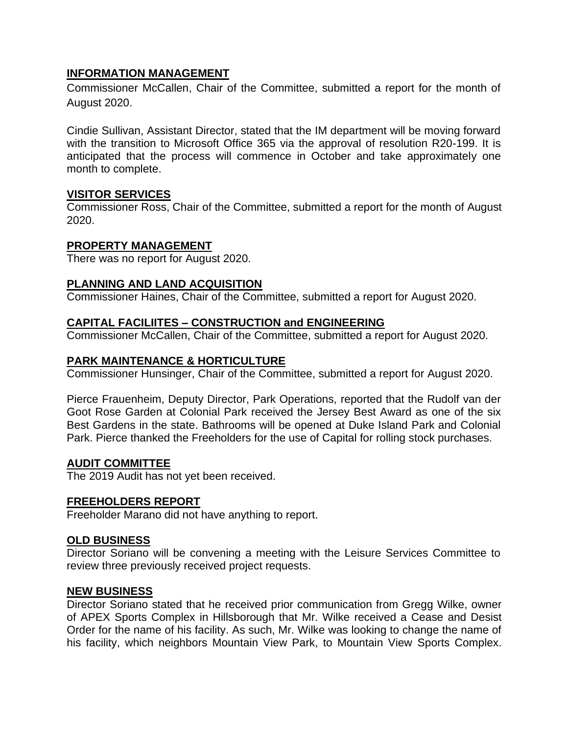**INFORMATION MANAGEMENT**

Commissioner McCallen, Chair of the Committee, submitted a report for the month of August 2020.

Cindie Sullivan, Assistant Director, stated that the IM department will be moving forward with the transition to Microsoft Office 365 via the approval of resolution R20-199. It is anticipated that the process will commence in October and take approximately one month to complete.

**VISITOR SERVICES**

Commissioner Ross, Chair of the Committee, submitted a report for the month of August 2020.

**PROPERTY MANAGEMENT**

There was no report for August 2020.

**PLANNING AND LAND ACQUISITION**

Commissioner Haines, Chair of the Committee, submitted a report for August 2020.

**CAPITAL FACILIITES – CONSTRUCTION and ENGINEERING**

Commissioner McCallen, Chair of the Committee, submitted a report for August 2020.

**PARK MAINTENANCE & HORTICULTURE**

Commissioner Hunsinger, Chair of the Committee, submitted a report for August 2020.

Pierce Frauenheim, Deputy Director, Park Operations, reported that the Rudolf van der Goot Rose Garden at Colonial Park received the Jersey Best Award as one of the six Best Gardens in the state. Bathrooms will be opened at Duke Island Park and Colonial Park. Pierce thanked the Freeholders for the use of Capital for rolling stock purchases.

**AUDIT COMMITTEE**

The 2019 Audit has not yet been received.

**FREEHOLDERS REPORT**

Freeholder Marano did not have anything to report.

**OLD BUSINESS**

Director Soriano will be convening a meeting with the Leisure Services Committee to review three previously received project requests.

**NEW BUSINESS**

Director Soriano stated that he received prior communication from Gregg Wilke, owner of APEX Sports Complex in Hillsborough that Mr. Wilke received a Cease and Desist Order for the name of his facility. As such, Mr. Wilke was looking to change the name of his facility, which neighbors Mountain View Park, to Mountain View Sports Complex.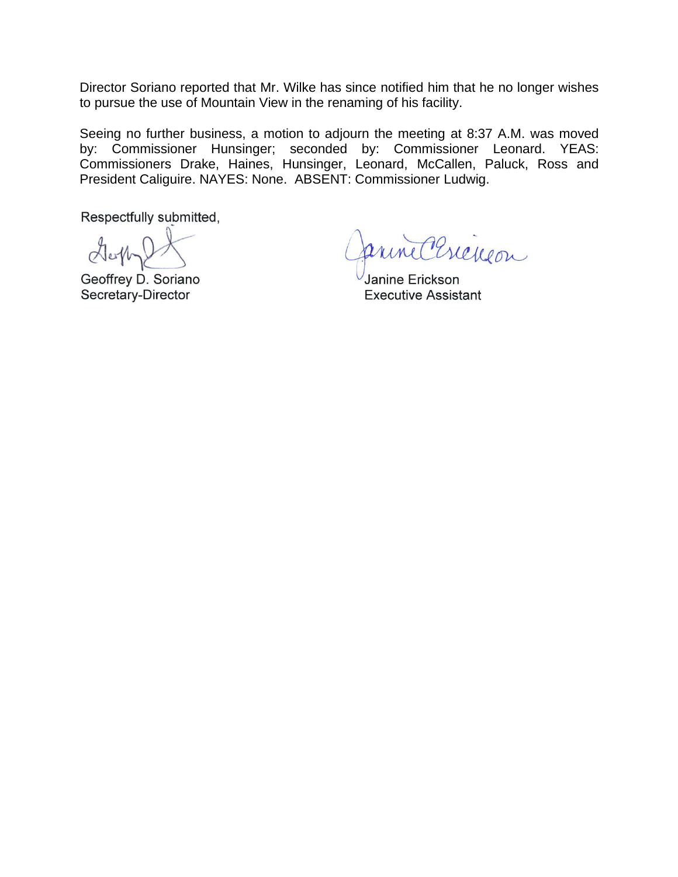Director Soriano reported that Mr. Wilke has since notified him that he no longer wishes to pursue the use of Mountain View in the renaming of his facility.

Seeing no further business, a motion to adjourn the meeting at 8:37 A.M. was moved by: Commissioner Hunsinger; seconded by: Commissioner Leonard. YEAS: Commissioners Drake, Haines, Hunsinger, Leonard, McCallen, Paluck, Ross and President Caliguire. NAYES: None. ABSENT: Commissioner Ludwig.

Respectfully submitted,

Geoffrey D. Soriano
Secretary-Director

Janine Erickson
Executive Assistant